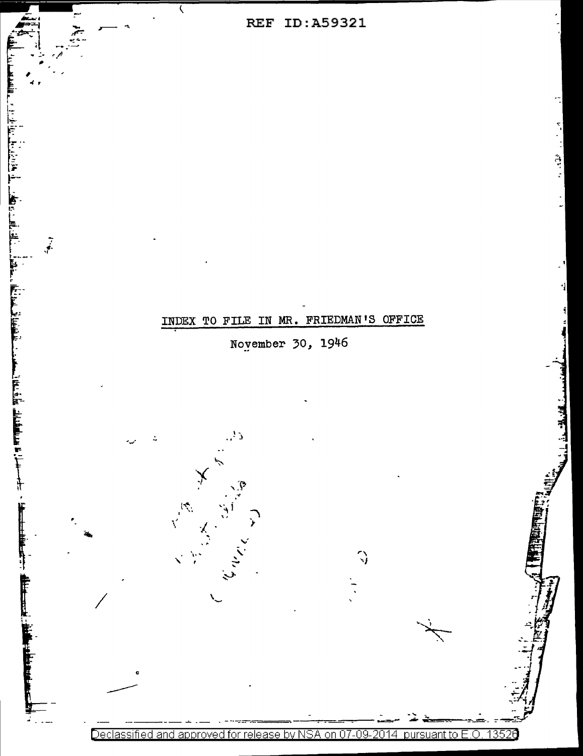REF ID:A59321

# INDEX TO FILE IN MR. FRIEDMAN'S OFFICE

November 30, 1946

Declassified and approved for release by NSA on 07-09-2014 pursuant to E.O. 13526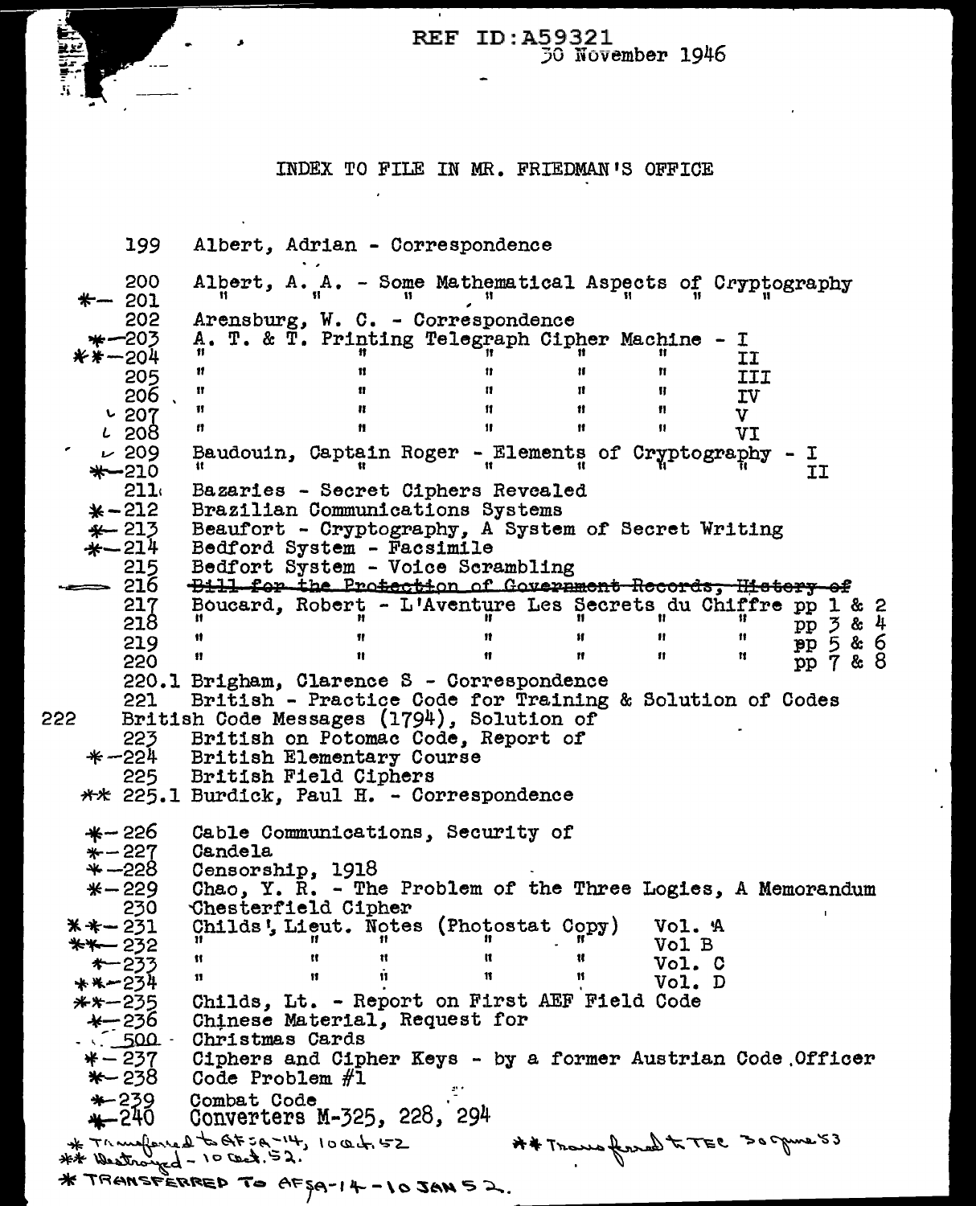REF ID:A59321

30 November 1946

# INDEX TO FILE IN MR. FRIEDMAN'S OFFICE

| | |
|---|---|
| 199 | Albert, Adrian - Correspondence |
| 200 | Albert, A. A. - Some Mathematical Aspects of Cryptography |
| *- 201 | " " " " " " " |
| 202 | Arensburg, W. C. - Correspondence |
| *-203 | A. T. & T. Printing Telegraph Cipher Machine - I |
| **-204 | " " " " " " II |
| 205 | " " " " " " III |
| 206 | " " " " " " IV |
| 207 | " " " " " " V |
| 208 | " " " " " " VI |
| 209 | Baudouin, Captain Roger - Elements of Cryptography - I |
| *-210 | " " " " " " II |
| 211 | Bazaries - Secret Ciphers Revealed |
| *-212 | Brazilian Communications Systems |
| *-213 | Beaufort - Cryptography, A System of Secret Writing |
| *-214 | Bedford System - Facsimile |
| 215 | Bedford System - Voice Scrambling |
| 216 | ~~Bill for the Protection of Government Records, History of~~ |
| 217 | Boucard, Robert - L'Aventure Les Secrets du Chiffre pp 1 & 2 |
| 218 | " " " " " " pp 3 & 4 |
| 219 | " " " " " " pp 5 & 6 |
| 220 | " " " " " " pp 7 & 8 |
| 220.1 | Brigham, Clarence S - Correspondence |
| 221 | British - Practice Code for Training & Solution of Codes |
| 222 | British Code Messages (1794), Solution of |
| 223 | British on Potomac Code, Report of |
| *-224 | British Elementary Course |
| 225 | British Field Ciphers |
| ** 225.1 | Burdick, Paul H. - Correspondence |
| *-226 | Cable Communications, Security of |
| *-227 | Candela |
| *-228 | Censorship, 1918 |
| *-229 | Chao, Y. R. - The Problem of the Three Logies, A Memorandum |
| 230 | Chesterfield Cipher |
| **-231 | Childs', Lieut. Notes (Photostat Copy) Vol. A |
| **-232 | " " " " " Vol B |
| *-233 | " " " " " Vol. C |
| **-234 | " " " " " Vol. D |
| **-235 | Childs, Lt. - Report on First AEF Field Code |
| *-236 | Chinese Material, Request for |
| 500 | Christmas Cards |
| *-237 | Ciphers and Cipher Keys - by a former Austrian Code Officer |
| *-238 | Code Problem #1 |
| *-239 | Combat Code |
| *-240 | Converters M-325, 228, 294 |

\* Transferred to AFSA-14, 10 Oct. 52 ** Transferred to TEC 30 June 53

** Destroyed - 10 Oct. 52.

\* TRANSFERRED TO AFSA-14 - 10 JAN 52.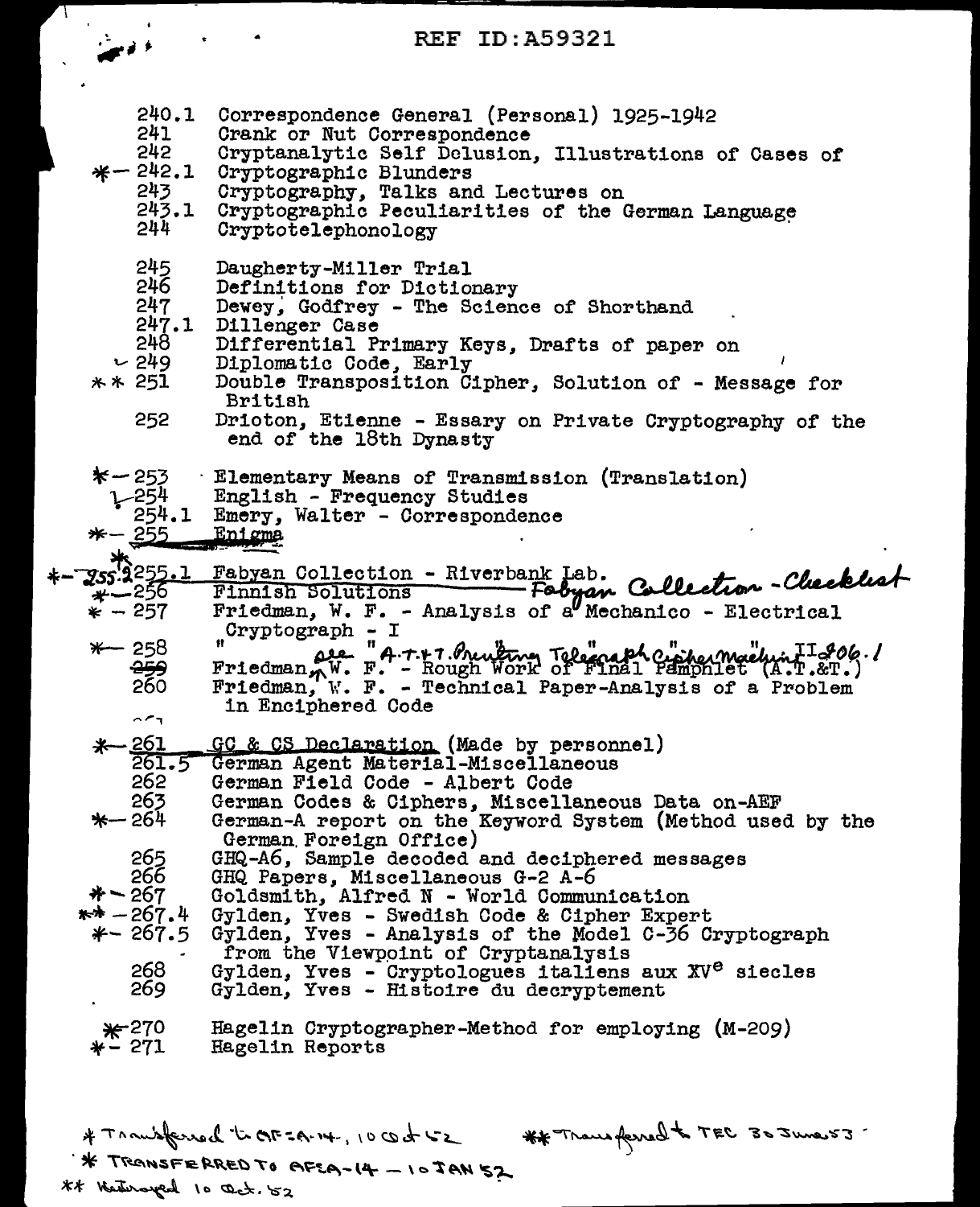REF ID:A59321

| | |
|---|---|
| 240.1 | Correspondence General (Personal) 1925-1942 |
| 241 | Crank or Nut Correspondence |
| 242 | Cryptanalytic Self Delusion, Illustrations of Cases of |
| *- 242.1 | Cryptographic Blunders |
| 243 | Cryptography, Talks and Lectures on |
| 243.1 | Cryptographic Peculiarities of the German Language |
| 244 | Cryptotelephonology |
| 245 | Daugherty-Miller Trial |
| 246 | Definitions for Dictionary |
| 247 | Dewey, Godfrey - The Science of Shorthand |
| 247.1 | Dillenger Case |
| 248 | Differential Primary Keys, Drafts of paper on |
| ✓ 249 | Diplomatic Code, Early |
| ** 251 | Double Transposition Cipher, Solution of - Message for British |
| 252 | Drioton, Etienne - Essary on Private Cryptography of the end of the 18th Dynasty |
| *- 253 | Elementary Means of Transmission (Translation) |
| ✓ 254 | English - Frequency Studies |
| 254.1 | Emery, Walter - Correspondence |
| *- 255 | Enigma |
| *- 255.1 ~~255.1~~ | Fabyan Collection - Riverbank Lab. Fabyan Collection - Checklist |
| *- 256 | ~~Finnish Solutions~~ |
| * - 257 | Friedman, W. F. - Analysis of a Mechanico - Electrical Cryptograph - I |
| *- 258 | " " " " " " " II 206.1 |
| ~~259~~ | Friedman, W. F. - Rough Work of Final Pamphlet (A.T.&T.) see "A.T.&T. Printing Telegraph Cipher Machine" |
| 260 | Friedman, W. F. - Technical Paper-Analysis of a Problem in Enciphered Code |
| *- 261 | ~~GC & CS Declaration~~ (Made by personnel) |
| 261.5 | German Agent Material-Miscellaneous |
| 262 | German Field Code - Albert Code |
| 263 | German Codes & Ciphers, Miscellaneous Data on-AEF |
| *- 264 | German-A report on the Keyword System (Method used by the German Foreign Office) |
| 265 | GHQ-A6, Sample decoded and deciphered messages |
| 266 | GHQ Papers, Miscellaneous G-2 A-6 |
| *- 267 | Goldsmith, Alfred N - World Communication |
| ** - 267.4 | Gylden, Yves - Swedish Code & Cipher Expert |
| *- 267.5 | Gylden, Yves - Analysis of the Model C-36 Cryptograph from the Viewpoint of Cryptanalysis |
| 268 | Gylden, Yves - Cryptologues italiens aux XV$^{e}$ siecles |
| 269 | Gylden, Yves - Histoire du decryptement |
| *- 270 | Hagelin Cryptographer-Method for employing (M-209) |
| *- 271 | Hagelin Reports |

\* Transferred to AFSA-14, 10 Oct 52 &nbsp;&nbsp;&nbsp; ** Transferred to TEC 30 June 53

\* TRANSFERRED TO AFSA-14 — 10 JAN 52

** Destroyed 10 Oct. 52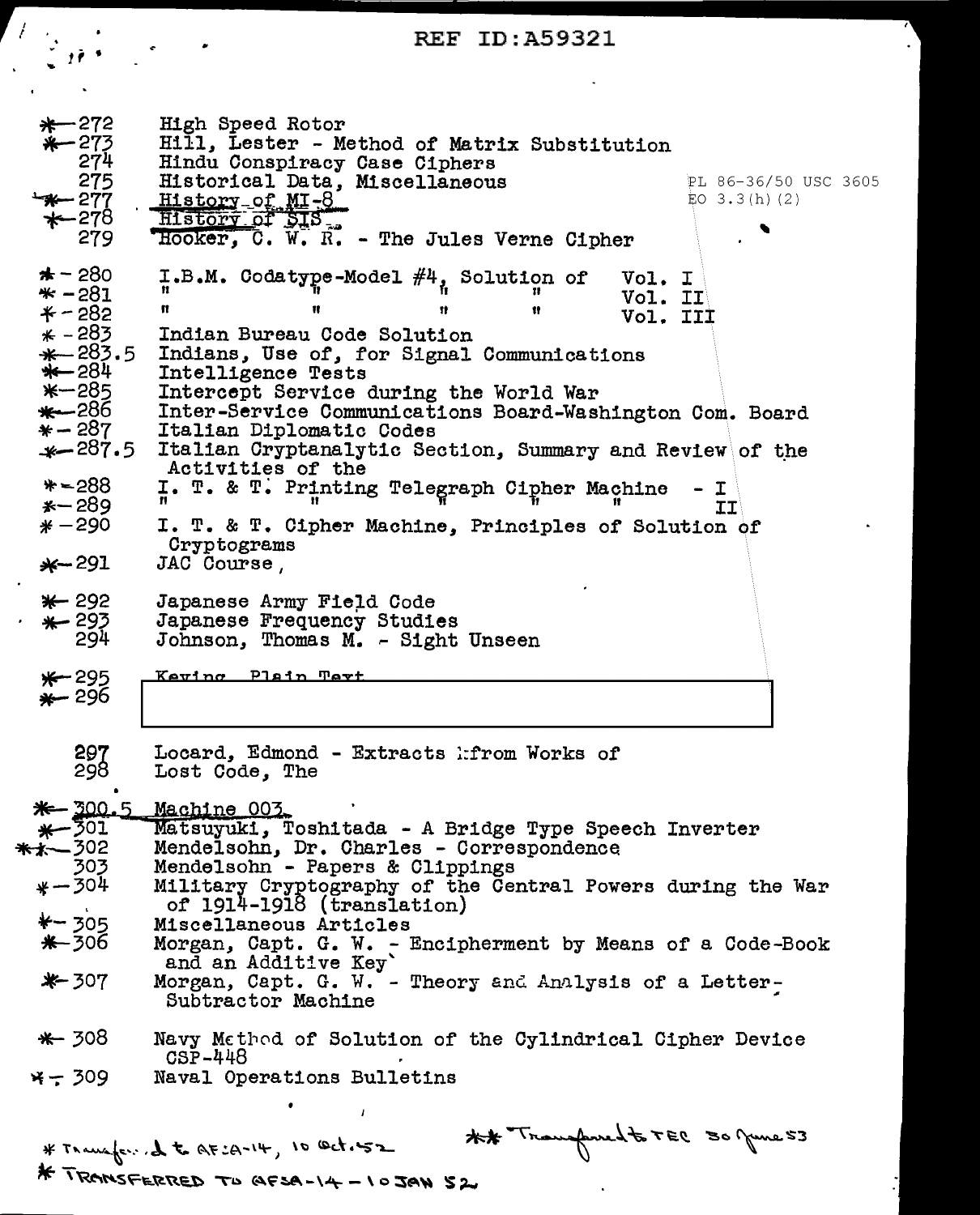REF ID:A59321

PL 86-36/50 USC 3605
EO 3.3(h)(2)

| | |
|---|---|
| *—272 | High Speed Rotor |
| *—273 | Hill, Lester - Method of Matrix Substitution |
| 274 | Hindu Conspiracy Case Ciphers |
| 275 | Historical Data, Miscellaneous |
| *—277 | History of MI-8 |
| *—278 | History of SIS |
| 279 | Hooker, C. W. R. - The Jules Verne Cipher |
| * - 280 | I.B.M. Codatype-Model #4, Solution of Vol. I |
| * - 281 | " " " " Vol. II |
| * - 282 | " " " " Vol. III |
| * - 283 | Indian Bureau Code Solution |
| *—283.5 | Indians, Use of, for Signal Communications |
| *—284 | Intelligence Tests |
| *—285 | Intercept Service during the World War |
| *—286 | Inter-Service Communications Board-Washington Com. Board |
| * - 287 | Italian Diplomatic Codes |
| *—287.5 | Italian Cryptanalytic Section, Summary and Review of the Activities of the |
| *—288 | I. T. & T. Printing Telegraph Cipher Machine - I |
| *—289 | " " " " " - II |
| * —290 | I. T. & T. Cipher Machine, Principles of Solution of Cryptograms |
| *—291 | JAC Course, |
| *— 292 | Japanese Army Field Code |
| *— 293 | Japanese Frequency Studies |
| 294 | Johnson, Thomas M. - Sight Unseen |
| *—295 | Keying Plain Text |
| *— 296 | [redacted] |
| 297 | Locard, Edmond - Extracts from Works of |
| 298 | Lost Code, The |
| *— 300.5 | Machine 003 |
| *—301 | Matsuyuki, Toshitada - A Bridge Type Speech Inverter |
| **—302 | Mendelsohn, Dr. Charles - Correspondence |
| 303 | Mendelsohn - Papers & Clippings |
| * —304 | Military Cryptography of the Central Powers during the War of 1914-1918 (translation) |
| *— 305 | Miscellaneous Articles |
| *—306 | Morgan, Capt. G. W. - Encipherment by Means of a Code-Book and an Additive Key |
| *— 307 | Morgan, Capt. G. W. - Theory and Analysis of a Letter-Subtractor Machine |
| *— 308 | Navy Method of Solution of the Cylindrical Cipher Device CSP-448 |
| * — 309 | Naval Operations Bulletins |

* Transferred to AFSA-14, 10 Oct. 52

** Transferred to TEC 30 June 53

* TRANSFERRED TO AFSA-14 - 10 JAN 52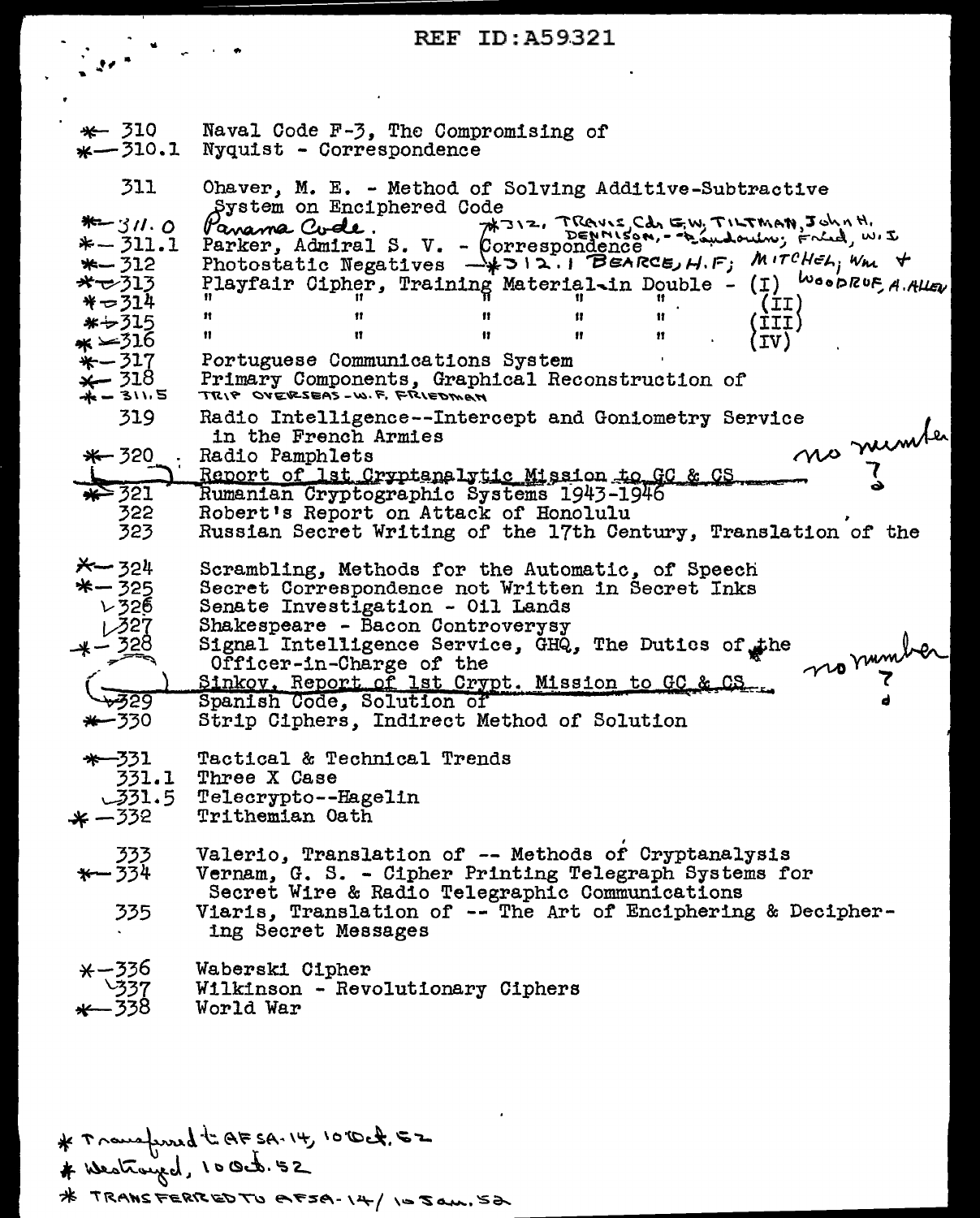REF ID:A59321

| | |
|---|---|
| *— 310 | Naval Code F-3, The Compromising of |
| *— 310.1 | Nyquist - Correspondence |
| 311 | Ohaver, M. E. - Method of Solving Additive-Subtractive System on Enciphered Code |
| *— 311.0 | Panama Code. |
| *— 311.1 | Parker, Admiral S. V. - Correspondence |
| *— 312 | Photostatic Negatives |
| *— 313 | Playfair Cipher, Training Material-in Double - (I) |
| *— 314 | " " " " " (II) |
| *— 315 | " " " " " (III) |
| *— 316 | " " " " " (IV) |
| *— 317 | Portuguese Communications System |
| *— 318 | Primary Components, Graphical Reconstruction of |
| *— 311.5 | TRIP OVERSEAS - W. F. FRIEDMAN |
| 319 | Radio Intelligence--Intercept and Goniometry Service in the French Armies |
| *— 320 | Radio Pamphlets |
| | Report of 1st Cryptanalytic Mission to GC & CS — no number ? |
| *— 321 | Rumanian Cryptographic Systems 1943-1946 |
| 322 | Robert's Report on Attack of Honolulu |
| 323 | Russian Secret Writing of the 17th Century, Translation of the |
| *— 324 | Scrambling, Methods for the Automatic, of Speech |
| *— 325 | Secret Correspondence not Written in Secret Inks |
| 326 | Senate Investigation - Oil Lands |
| 327 | Shakespeare - Bacon Controverysy |
| *— 328 | Signal Intelligence Service, GHQ, The Duties of the Officer-in-Charge of the |
| | Sinkov, Report of 1st Crypt. Mission to GC & CS — no number ? |
| 329 | Spanish Code, Solution of |
| *— 330 | Strip Ciphers, Indirect Method of Solution |
| *— 331 | Tactical & Technical Trends |
| 331.1 | Three X Case |
| 331.5 | Telecrypto--Hagelin |
| *— 332 | Trithemian Oath |
| 333 | Valerio, Translation of -- Methods of Cryptanalysis |
| *— 334 | Vernam, G. S. - Cipher Printing Telegraph Systems for Secret Wire & Radio Telegraphic Communications |
| 335 | Viaris, Translation of -- The Art of Enciphering & Deciphering Secret Messages |
| *— 336 | Waberski Cipher |
| 337 | Wilkinson - Revolutionary Ciphers |
| *— 338 | World War |

Handwritten marginal notes: *312. TRAVIS, Cdr E.W.; TILTMAN, John H.; DENNISON, -- Sandoulin; Fried, W.I. *312.1 BEARCE, H.F.; MITCHEL, Wm + WOODRUF, A. ALLEN

* Transferred to AFSA-14, 10 Oct. 52

* Destroyed, 10 Oct. 52

* TRANSFERRED TO AFSA-14/ 10 Jan. 52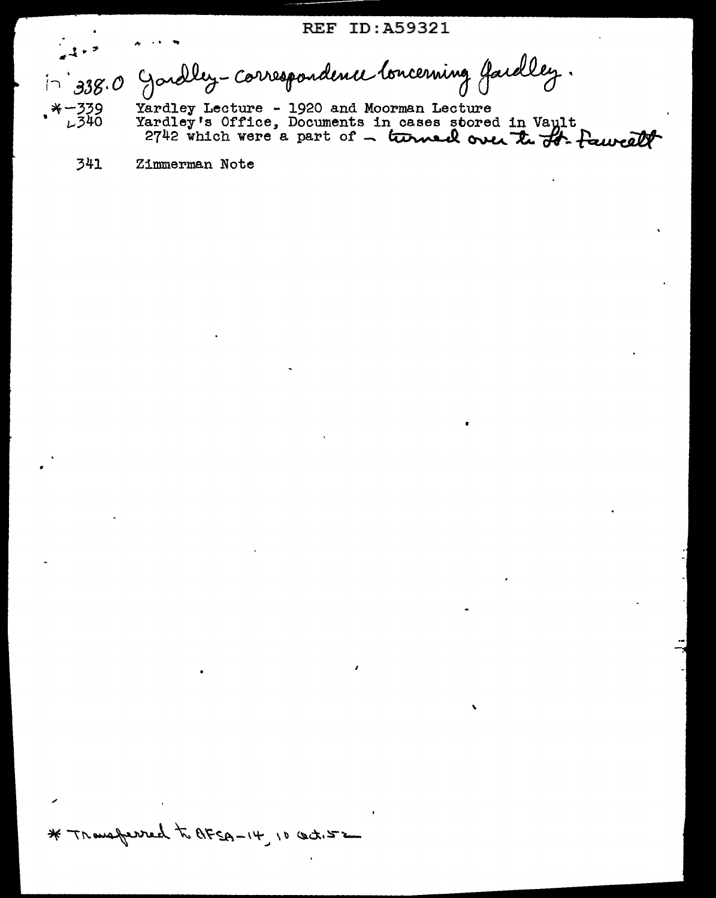REF ID:A59321

in 338.0 Yardley - correspondence concerning Yardley.

*-339 Yardley Lecture - 1920 and Moorman Lecture

340 Yardley's Office, Documents in cases stored in Vault 2742 which were a part of - turned over to Lt. Fawcett

341 Zimmerman Note

* Transferred to AFSA-14, 10 Oct. 52